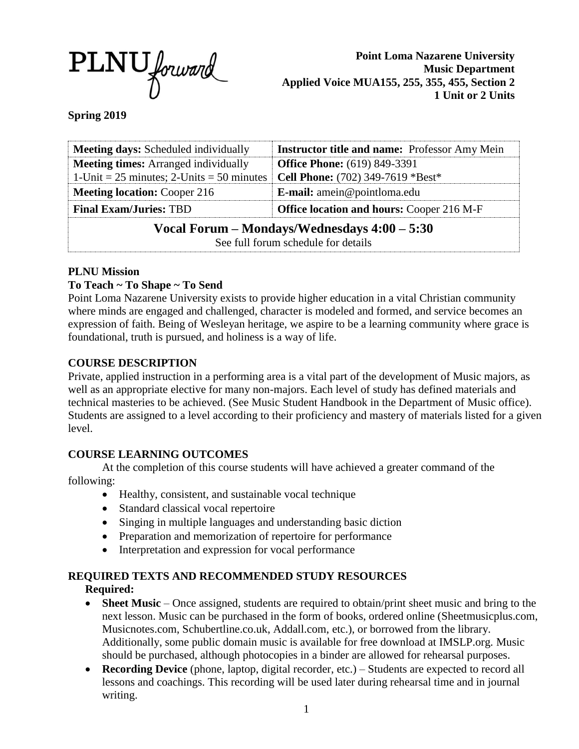PLNU forward

**Point Loma Nazarene University**
**Music Department**
**Applied Voice MUA155, 255, 355, 455, Section 2**
**1 Unit or 2 Units**

**Spring 2019**

| | |
|---|---|
| **Meeting days:** Scheduled individually | **Instructor title and name:** Professor Amy Mein |
| **Meeting times:** Arranged individually<br>1-Unit = 25 minutes; 2-Units = 50 minutes | **Office Phone:** (619) 849-3391<br>**Cell Phone:** (702) 349-7619 *Best* |
| **Meeting location:** Cooper 216 | **E-mail:** amein@pointloma.edu |
| **Final Exam/Juries:** TBD | **Office location and hours:** Cooper 216 M-F |
| **Vocal Forum – Mondays/Wednesdays 4:00 – 5:30**<br>See full forum schedule for details | |

## PLNU Mission

### To Teach ~ To Shape ~ To Send

Point Loma Nazarene University exists to provide higher education in a vital Christian community where minds are engaged and challenged, character is modeled and formed, and service becomes an expression of faith. Being of Wesleyan heritage, we aspire to be a learning community where grace is foundational, truth is pursued, and holiness is a way of life.

## COURSE DESCRIPTION

Private, applied instruction in a performing area is a vital part of the development of Music majors, as well as an appropriate elective for many non-majors. Each level of study has defined materials and technical masteries to be achieved. (See Music Student Handbook in the Department of Music office). Students are assigned to a level according to their proficiency and mastery of materials listed for a given level.

## COURSE LEARNING OUTCOMES

At the completion of this course students will have achieved a greater command of the following:

- Healthy, consistent, and sustainable vocal technique
- Standard classical vocal repertoire
- Singing in multiple languages and understanding basic diction
- Preparation and memorization of repertoire for performance
- Interpretation and expression for vocal performance

## REQUIRED TEXTS AND RECOMMENDED STUDY RESOURCES

**Required:**

- **Sheet Music** – Once assigned, students are required to obtain/print sheet music and bring to the next lesson. Music can be purchased in the form of books, ordered online (Sheetmusicplus.com, Musicnotes.com, Schubertline.co.uk, Addall.com, etc.), or borrowed from the library. Additionally, some public domain music is available for free download at IMSLP.org. Music should be purchased, although photocopies in a binder are allowed for rehearsal purposes.
- **Recording Device** (phone, laptop, digital recorder, etc.) – Students are expected to record all lessons and coachings. This recording will be used later during rehearsal time and in journal writing.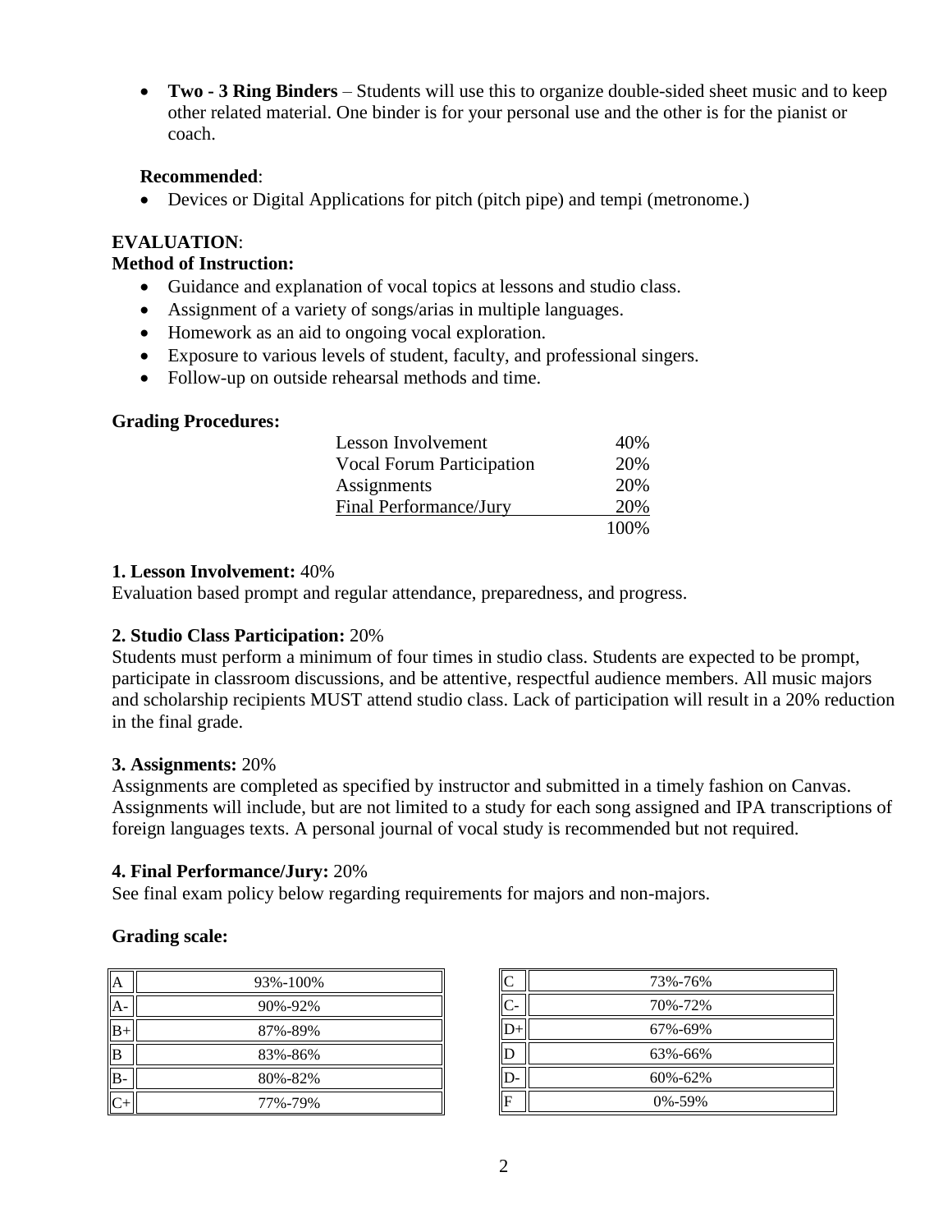- **Two - 3 Ring Binders** – Students will use this to organize double-sided sheet music and to keep other related material. One binder is for your personal use and the other is for the pianist or coach.

**Recommended**:

- Devices or Digital Applications for pitch (pitch pipe) and tempi (metronome.)

**EVALUATION**:

**Method of Instruction:**

- Guidance and explanation of vocal topics at lessons and studio class.
- Assignment of a variety of songs/arias in multiple languages.
- Homework as an aid to ongoing vocal exploration.
- Exposure to various levels of student, faculty, and professional singers.
- Follow-up on outside rehearsal methods and time.

**Grading Procedures:**

| | |
|---|---|
| Lesson Involvement | 40% |
| Vocal Forum Participation | 20% |
| Assignments | 20% |
| Final Performance/Jury | 20% |
| | 100% |

**1. Lesson Involvement:** 40%
Evaluation based prompt and regular attendance, preparedness, and progress.

**2. Studio Class Participation:** 20%
Students must perform a minimum of four times in studio class. Students are expected to be prompt, participate in classroom discussions, and be attentive, respectful audience members. All music majors and scholarship recipients MUST attend studio class. Lack of participation will result in a 20% reduction in the final grade.

**3. Assignments:** 20%
Assignments are completed as specified by instructor and submitted in a timely fashion on Canvas. Assignments will include, but are not limited to a study for each song assigned and IPA transcriptions of foreign languages texts. A personal journal of vocal study is recommended but not required.

**4. Final Performance/Jury:** 20%
See final exam policy below regarding requirements for majors and non-majors.

**Grading scale:**

| | |
|---|---|
| A | 93%-100% |
| A- | 90%-92% |
| B+ | 87%-89% |
| B | 83%-86% |
| B- | 80%-82% |
| C+ | 77%-79% |

| | |
|---|---|
| C | 73%-76% |
| C- | 70%-72% |
| D+ | 67%-69% |
| D | 63%-66% |
| D- | 60%-62% |
| F | 0%-59% |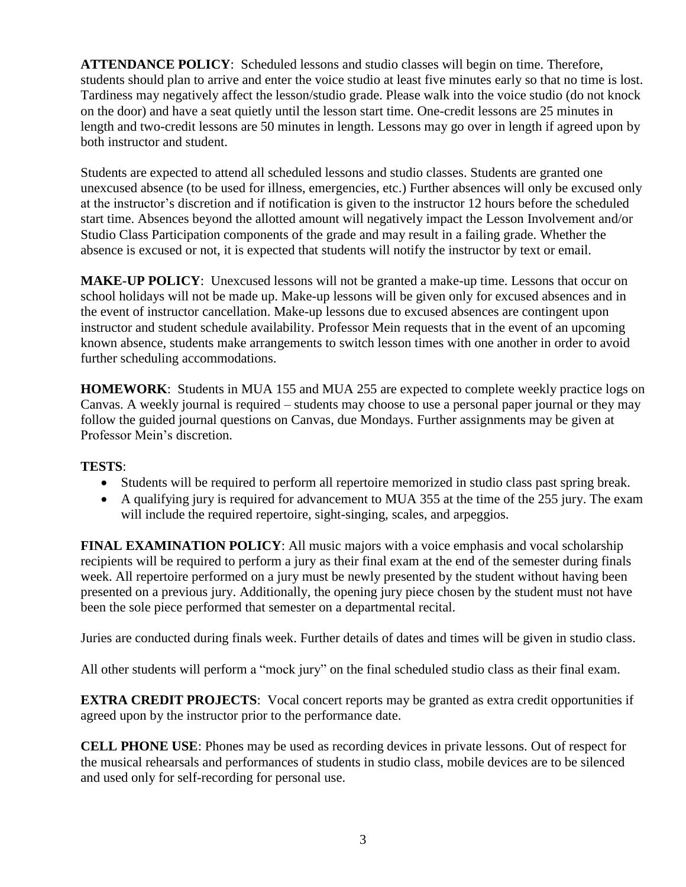**ATTENDANCE POLICY**: Scheduled lessons and studio classes will begin on time. Therefore, students should plan to arrive and enter the voice studio at least five minutes early so that no time is lost. Tardiness may negatively affect the lesson/studio grade. Please walk into the voice studio (do not knock on the door) and have a seat quietly until the lesson start time. One-credit lessons are 25 minutes in length and two-credit lessons are 50 minutes in length. Lessons may go over in length if agreed upon by both instructor and student.

Students are expected to attend all scheduled lessons and studio classes. Students are granted one unexcused absence (to be used for illness, emergencies, etc.) Further absences will only be excused only at the instructor's discretion and if notification is given to the instructor 12 hours before the scheduled start time. Absences beyond the allotted amount will negatively impact the Lesson Involvement and/or Studio Class Participation components of the grade and may result in a failing grade. Whether the absence is excused or not, it is expected that students will notify the instructor by text or email.

**MAKE-UP POLICY**: Unexcused lessons will not be granted a make-up time. Lessons that occur on school holidays will not be made up. Make-up lessons will be given only for excused absences and in the event of instructor cancellation. Make-up lessons due to excused absences are contingent upon instructor and student schedule availability. Professor Mein requests that in the event of an upcoming known absence, students make arrangements to switch lesson times with one another in order to avoid further scheduling accommodations.

**HOMEWORK**: Students in MUA 155 and MUA 255 are expected to complete weekly practice logs on Canvas. A weekly journal is required – students may choose to use a personal paper journal or they may follow the guided journal questions on Canvas, due Mondays. Further assignments may be given at Professor Mein's discretion.

**TESTS**:

- Students will be required to perform all repertoire memorized in studio class past spring break.
- A qualifying jury is required for advancement to MUA 355 at the time of the 255 jury. The exam will include the required repertoire, sight-singing, scales, and arpeggios.

**FINAL EXAMINATION POLICY**: All music majors with a voice emphasis and vocal scholarship recipients will be required to perform a jury as their final exam at the end of the semester during finals week. All repertoire performed on a jury must be newly presented by the student without having been presented on a previous jury. Additionally, the opening jury piece chosen by the student must not have been the sole piece performed that semester on a departmental recital.

Juries are conducted during finals week. Further details of dates and times will be given in studio class.

All other students will perform a "mock jury" on the final scheduled studio class as their final exam.

**EXTRA CREDIT PROJECTS**: Vocal concert reports may be granted as extra credit opportunities if agreed upon by the instructor prior to the performance date.

**CELL PHONE USE**: Phones may be used as recording devices in private lessons. Out of respect for the musical rehearsals and performances of students in studio class, mobile devices are to be silenced and used only for self-recording for personal use.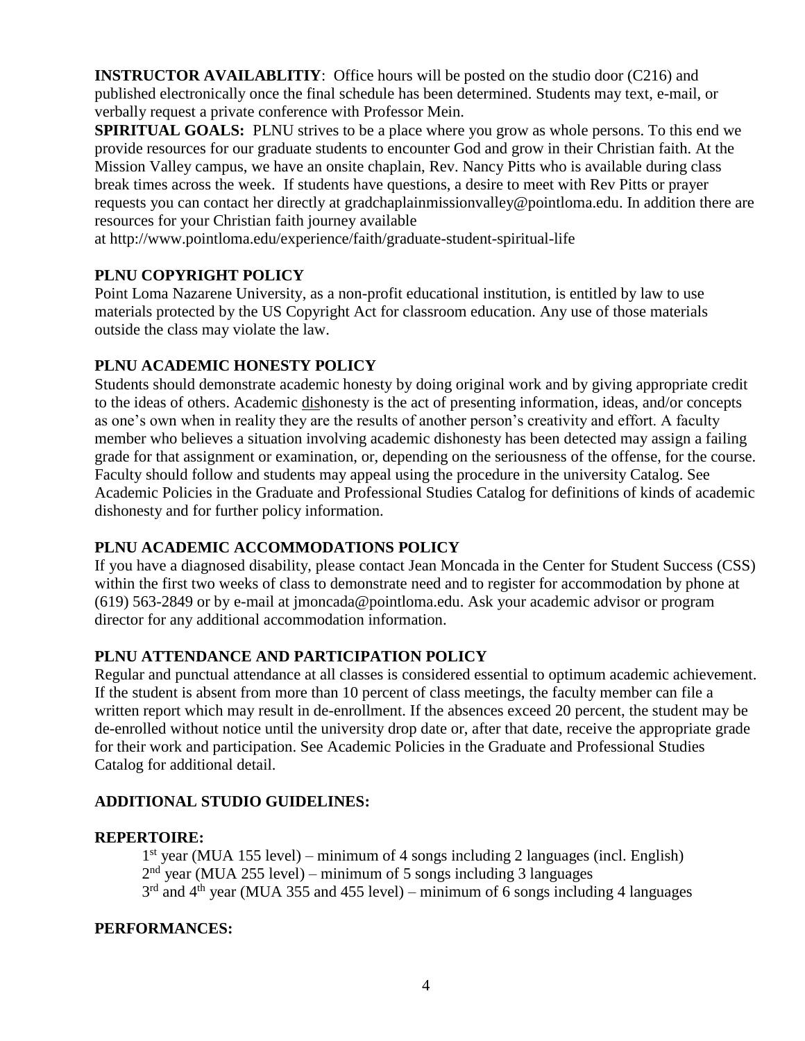**INSTRUCTOR AVAILABLITIY**: Office hours will be posted on the studio door (C216) and published electronically once the final schedule has been determined. Students may text, e-mail, or verbally request a private conference with Professor Mein.

**SPIRITUAL GOALS:** PLNU strives to be a place where you grow as whole persons. To this end we provide resources for our graduate students to encounter God and grow in their Christian faith. At the Mission Valley campus, we have an onsite chaplain, Rev. Nancy Pitts who is available during class break times across the week. If students have questions, a desire to meet with Rev Pitts or prayer requests you can contact her directly at gradchaplainmissionvalley@pointloma.edu. In addition there are resources for your Christian faith journey available at http://www.pointloma.edu/experience/faith/graduate-student-spiritual-life

## PLNU COPYRIGHT POLICY

Point Loma Nazarene University, as a non-profit educational institution, is entitled by law to use materials protected by the US Copyright Act for classroom education. Any use of those materials outside the class may violate the law.

## PLNU ACADEMIC HONESTY POLICY

Students should demonstrate academic honesty by doing original work and by giving appropriate credit to the ideas of others. Academic dishonesty is the act of presenting information, ideas, and/or concepts as one's own when in reality they are the results of another person's creativity and effort. A faculty member who believes a situation involving academic dishonesty has been detected may assign a failing grade for that assignment or examination, or, depending on the seriousness of the offense, for the course. Faculty should follow and students may appeal using the procedure in the university Catalog. See Academic Policies in the Graduate and Professional Studies Catalog for definitions of kinds of academic dishonesty and for further policy information.

## PLNU ACADEMIC ACCOMMODATIONS POLICY

If you have a diagnosed disability, please contact Jean Moncada in the Center for Student Success (CSS) within the first two weeks of class to demonstrate need and to register for accommodation by phone at (619) 563-2849 or by e-mail at jmoncada@pointloma.edu. Ask your academic advisor or program director for any additional accommodation information.

## PLNU ATTENDANCE AND PARTICIPATION POLICY

Regular and punctual attendance at all classes is considered essential to optimum academic achievement. If the student is absent from more than 10 percent of class meetings, the faculty member can file a written report which may result in de-enrollment. If the absences exceed 20 percent, the student may be de-enrolled without notice until the university drop date or, after that date, receive the appropriate grade for their work and participation. See Academic Policies in the Graduate and Professional Studies Catalog for additional detail.

## ADDITIONAL STUDIO GUIDELINES:

### REPERTOIRE:

1st year (MUA 155 level) – minimum of 4 songs including 2 languages (incl. English)
2nd year (MUA 255 level) – minimum of 5 songs including 3 languages
3rd and 4th year (MUA 355 and 455 level) – minimum of 6 songs including 4 languages

### PERFORMANCES: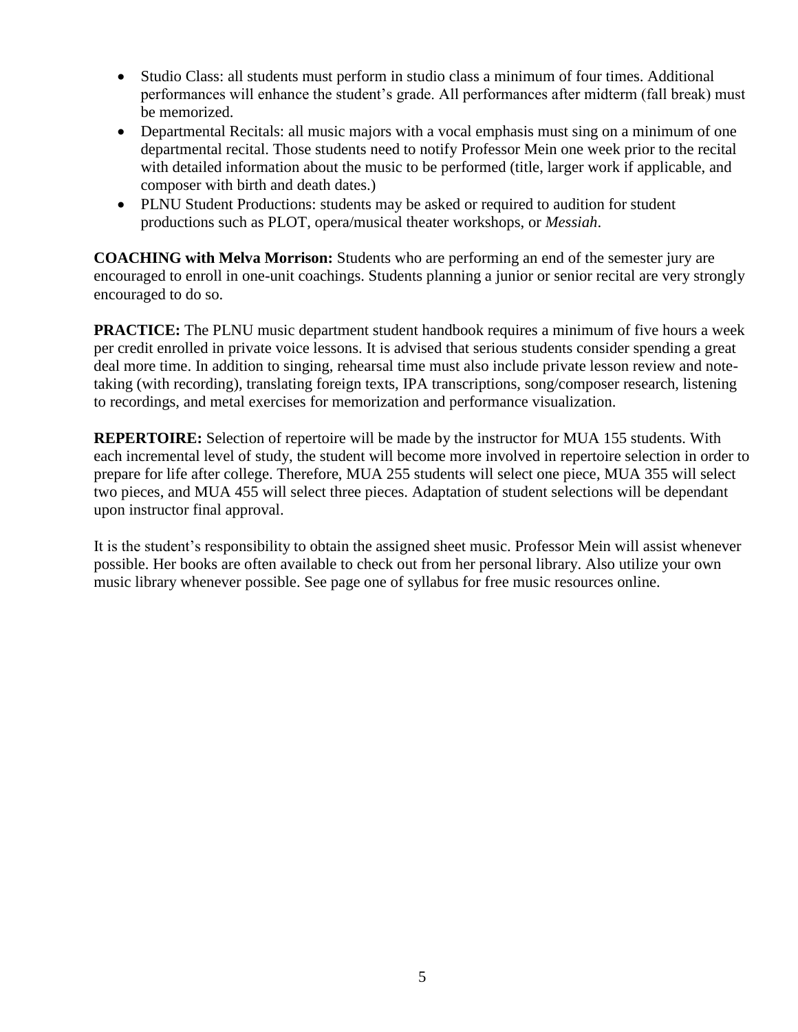- Studio Class: all students must perform in studio class a minimum of four times. Additional performances will enhance the student's grade. All performances after midterm (fall break) must be memorized.
- Departmental Recitals: all music majors with a vocal emphasis must sing on a minimum of one departmental recital. Those students need to notify Professor Mein one week prior to the recital with detailed information about the music to be performed (title, larger work if applicable, and composer with birth and death dates.)
- PLNU Student Productions: students may be asked or required to audition for student productions such as PLOT, opera/musical theater workshops, or *Messiah*.

**COACHING with Melva Morrison:** Students who are performing an end of the semester jury are encouraged to enroll in one-unit coachings. Students planning a junior or senior recital are very strongly encouraged to do so.

**PRACTICE:** The PLNU music department student handbook requires a minimum of five hours a week per credit enrolled in private voice lessons. It is advised that serious students consider spending a great deal more time. In addition to singing, rehearsal time must also include private lesson review and note-taking (with recording), translating foreign texts, IPA transcriptions, song/composer research, listening to recordings, and metal exercises for memorization and performance visualization.

**REPERTOIRE:** Selection of repertoire will be made by the instructor for MUA 155 students. With each incremental level of study, the student will become more involved in repertoire selection in order to prepare for life after college. Therefore, MUA 255 students will select one piece, MUA 355 will select two pieces, and MUA 455 will select three pieces. Adaptation of student selections will be dependant upon instructor final approval.

It is the student's responsibility to obtain the assigned sheet music. Professor Mein will assist whenever possible. Her books are often available to check out from her personal library. Also utilize your own music library whenever possible. See page one of syllabus for free music resources online.